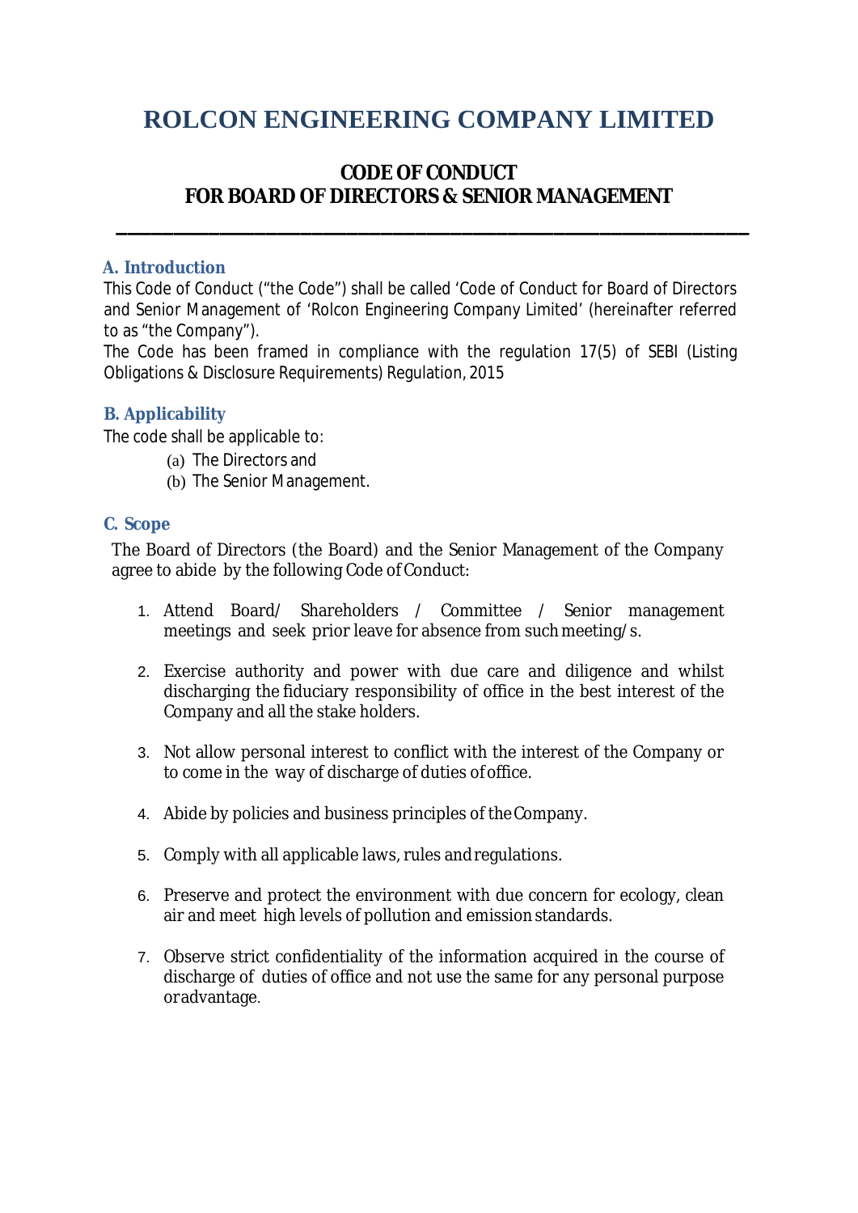# ROLCON ENGINEERING COMPANY LIMITED

## CODE OF CONDUCT
## FOR BOARD OF DIRECTORS & SENIOR MANAGEMENT

---

### A. Introduction

This Code of Conduct ("the Code") shall be called 'Code of Conduct for Board of Directors and Senior Management of 'Rolcon Engineering Company Limited' (hereinafter referred to as "the Company").

The Code has been framed in compliance with the regulation 17(5) of SEBI (Listing Obligations & Disclosure Requirements) Regulation, 2015

### B. Applicability

The code shall be applicable to:

(a) The Directors and

(b) The Senior Management.

### C. Scope

The Board of Directors (the Board) and the Senior Management of the Company agree to abide by the following Code of Conduct:

1. Attend Board/ Shareholders / Committee / Senior management meetings and seek prior leave for absence from such meeting/s.

2. Exercise authority and power with due care and diligence and whilst discharging the fiduciary responsibility of office in the best interest of the Company and all the stake holders.

3. Not allow personal interest to conflict with the interest of the Company or to come in the way of discharge of duties of office.

4. Abide by policies and business principles of the Company.

5. Comply with all applicable laws, rules and regulations.

6. Preserve and protect the environment with due concern for ecology, clean air and meet high levels of pollution and emission standards.

7. Observe strict confidentiality of the information acquired in the course of discharge of duties of office and not use the same for any personal purpose or advantage.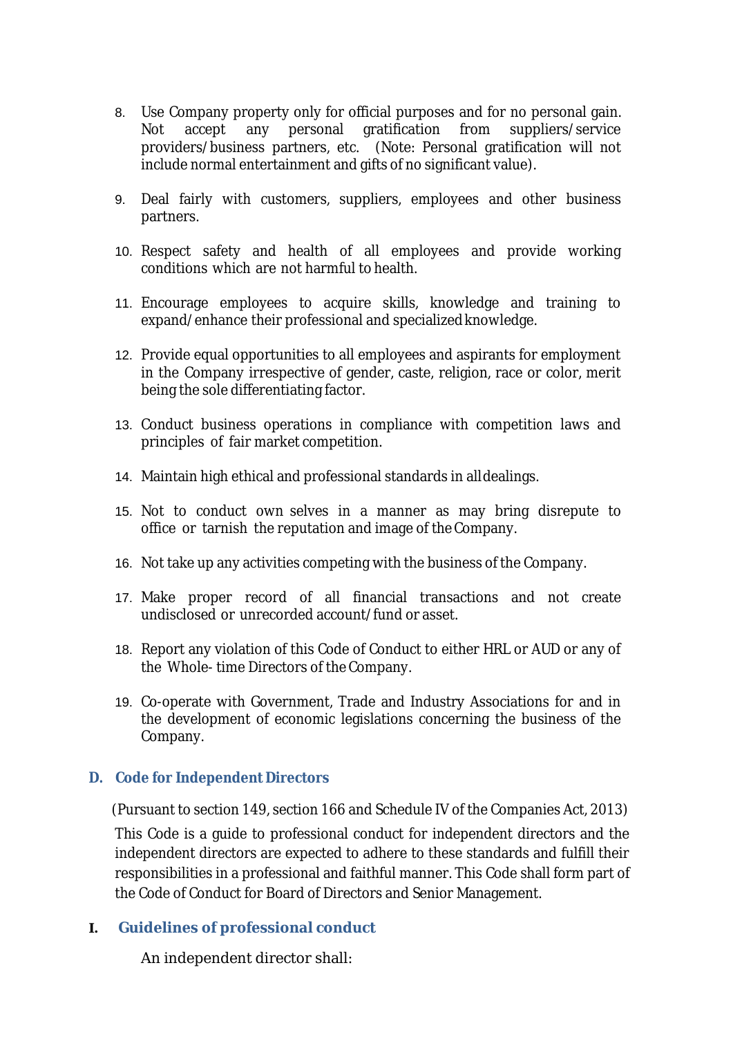8. Use Company property only for official purposes and for no personal gain. Not accept any personal gratification from suppliers/service providers/business partners, etc. (Note: Personal gratification will not include normal entertainment and gifts of no significant value).

9. Deal fairly with customers, suppliers, employees and other business partners.

10. Respect safety and health of all employees and provide working conditions which are not harmful to health.

11. Encourage employees to acquire skills, knowledge and training to expand/enhance their professional and specialized knowledge.

12. Provide equal opportunities to all employees and aspirants for employment in the Company irrespective of gender, caste, religion, race or color, merit being the sole differentiating factor.

13. Conduct business operations in compliance with competition laws and principles of fair market competition.

14. Maintain high ethical and professional standards in all dealings.

15. Not to conduct own selves in a manner as may bring disrepute to office or tarnish the reputation and image of the Company.

16. Not take up any activities competing with the business of the Company.

17. Make proper record of all financial transactions and not create undisclosed or unrecorded account/fund or asset.

18. Report any violation of this Code of Conduct to either HRL or AUD or any of the Whole- time Directors of the Company.

19. Co-operate with Government, Trade and Industry Associations for and in the development of economic legislations concerning the business of the Company.

## D. Code for Independent Directors

(Pursuant to section 149, section 166 and Schedule IV of the Companies Act, 2013)

This Code is a guide to professional conduct for independent directors and the independent directors are expected to adhere to these standards and fulfill their responsibilities in a professional and faithful manner. This Code shall form part of the Code of Conduct for Board of Directors and Senior Management.

### I. Guidelines of professional conduct

An independent director shall: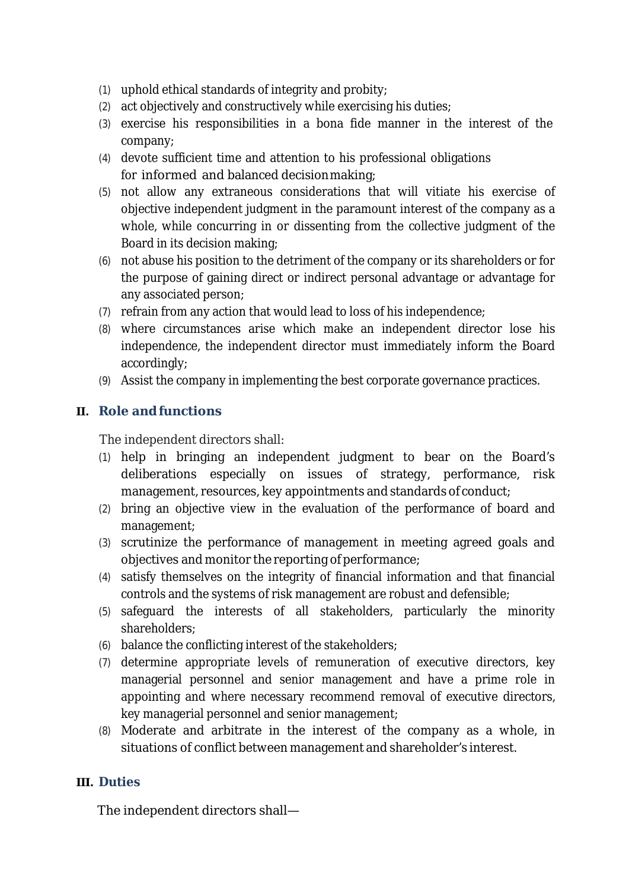(1) uphold ethical standards of integrity and probity;
(2) act objectively and constructively while exercising his duties;
(3) exercise his responsibilities in a bona fide manner in the interest of the company;
(4) devote sufficient time and attention to his professional obligations for informed and balanced decision making;
(5) not allow any extraneous considerations that will vitiate his exercise of objective independent judgment in the paramount interest of the company as a whole, while concurring in or dissenting from the collective judgment of the Board in its decision making;
(6) not abuse his position to the detriment of the company or its shareholders or for the purpose of gaining direct or indirect personal advantage or advantage for any associated person;
(7) refrain from any action that would lead to loss of his independence;
(8) where circumstances arise which make an independent director lose his independence, the independent director must immediately inform the Board accordingly;
(9) Assist the company in implementing the best corporate governance practices.

## II. Role and functions

The independent directors shall:

(1) help in bringing an independent judgment to bear on the Board's deliberations especially on issues of strategy, performance, risk management, resources, key appointments and standards of conduct;
(2) bring an objective view in the evaluation of the performance of board and management;
(3) scrutinize the performance of management in meeting agreed goals and objectives and monitor the reporting of performance;
(4) satisfy themselves on the integrity of financial information and that financial controls and the systems of risk management are robust and defensible;
(5) safeguard the interests of all stakeholders, particularly the minority shareholders;
(6) balance the conflicting interest of the stakeholders;
(7) determine appropriate levels of remuneration of executive directors, key managerial personnel and senior management and have a prime role in appointing and where necessary recommend removal of executive directors, key managerial personnel and senior management;
(8) Moderate and arbitrate in the interest of the company as a whole, in situations of conflict between management and shareholder's interest.

## III. Duties

The independent directors shall—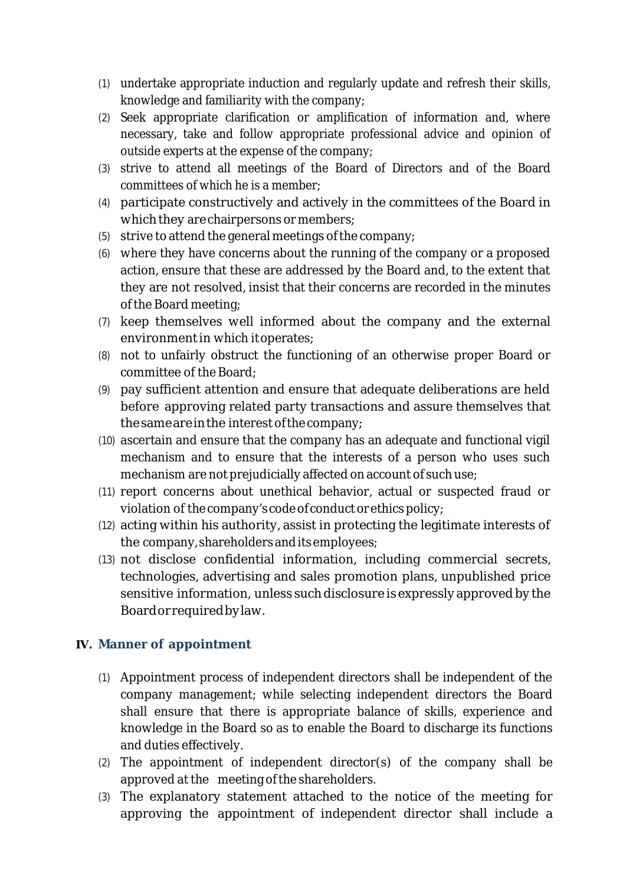(1) undertake appropriate induction and regularly update and refresh their skills, knowledge and familiarity with the company;
(2) Seek appropriate clarification or amplification of information and, where necessary, take and follow appropriate professional advice and opinion of outside experts at the expense of the company;
(3) strive to attend all meetings of the Board of Directors and of the Board committees of which he is a member;
(4) participate constructively and actively in the committees of the Board in which they are chairpersons or members;
(5) strive to attend the general meetings of the company;
(6) where they have concerns about the running of the company or a proposed action, ensure that these are addressed by the Board and, to the extent that they are not resolved, insist that their concerns are recorded in the minutes of the Board meeting;
(7) keep themselves well informed about the company and the external environment in which it operates;
(8) not to unfairly obstruct the functioning of an otherwise proper Board or committee of the Board;
(9) pay sufficient attention and ensure that adequate deliberations are held before approving related party transactions and assure themselves that the same are in the interest of the company;
(10) ascertain and ensure that the company has an adequate and functional vigil mechanism and to ensure that the interests of a person who uses such mechanism are not prejudicially affected on account of such use;
(11) report concerns about unethical behavior, actual or suspected fraud or violation of the company's code of conduct or ethics policy;
(12) acting within his authority, assist in protecting the legitimate interests of the company, shareholders and its employees;
(13) not disclose confidential information, including commercial secrets, technologies, advertising and sales promotion plans, unpublished price sensitive information, unless such disclosure is expressly approved by the Board or required by law.

## IV. Manner of appointment

(1) Appointment process of independent directors shall be independent of the company management; while selecting independent directors the Board shall ensure that there is appropriate balance of skills, experience and knowledge in the Board so as to enable the Board to discharge its functions and duties effectively.
(2) The appointment of independent director(s) of the company shall be approved at the meeting of the shareholders.
(3) The explanatory statement attached to the notice of the meeting for approving the appointment of independent director shall include a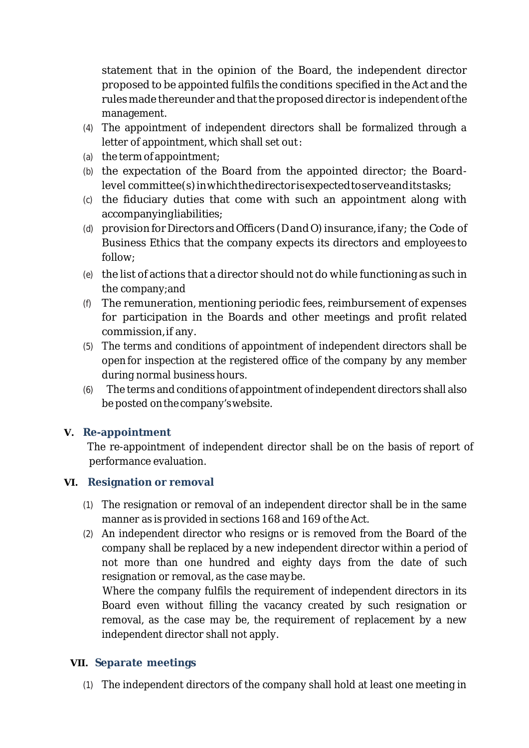statement that in the opinion of the Board, the independent director proposed to be appointed fulfils the conditions specified in the Act and the rules made thereunder and that the proposed director is independent of the management.

(4) The appointment of independent directors shall be formalized through a letter of appointment, which shall set out:

(a) the term of appointment;

(b) the expectation of the Board from the appointed director; the Board-level committee(s) in which the director is expected to serve and its tasks;

(c) the fiduciary duties that come with such an appointment along with accompanying liabilities;

(d) provision for Directors and Officers (D and O) insurance, if any; the Code of Business Ethics that the company expects its directors and employees to follow;

(e) the list of actions that a director should not do while functioning as such in the company; and

(f) The remuneration, mentioning periodic fees, reimbursement of expenses for participation in the Boards and other meetings and profit related commission, if any.

(5) The terms and conditions of appointment of independent directors shall be open for inspection at the registered office of the company by any member during normal business hours.

(6) The terms and conditions of appointment of independent directors shall also be posted on the company's website.

## V. Re-appointment

The re-appointment of independent director shall be on the basis of report of performance evaluation.

## VI. Resignation or removal

(1) The resignation or removal of an independent director shall be in the same manner as is provided in sections 168 and 169 of the Act.

(2) An independent director who resigns or is removed from the Board of the company shall be replaced by a new independent director within a period of not more than one hundred and eighty days from the date of such resignation or removal, as the case may be.

Where the company fulfils the requirement of independent directors in its Board even without filling the vacancy created by such resignation or removal, as the case may be, the requirement of replacement by a new independent director shall not apply.

## VII. Separate meetings

(1) The independent directors of the company shall hold at least one meeting in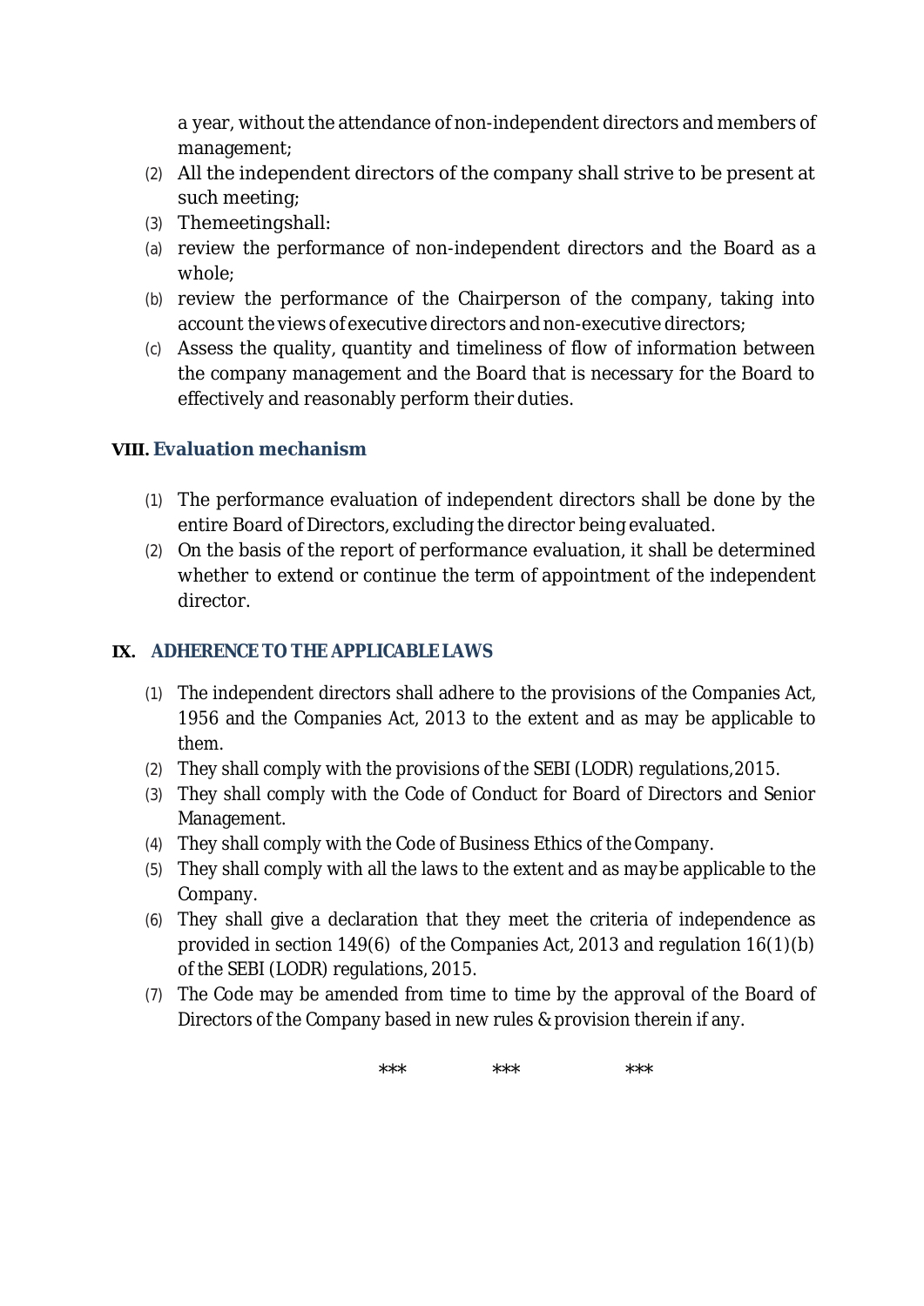a year, without the attendance of non-independent directors and members of management;

(2) All the independent directors of the company shall strive to be present at such meeting;

(3) Themeetingshall:

(a) review the performance of non-independent directors and the Board as a whole;

(b) review the performance of the Chairperson of the company, taking into account the views of executive directors and non-executive directors;

(c) Assess the quality, quantity and timeliness of flow of information between the company management and the Board that is necessary for the Board to effectively and reasonably perform their duties.

## VIII. Evaluation mechanism

(1) The performance evaluation of independent directors shall be done by the entire Board of Directors, excluding the director being evaluated.

(2) On the basis of the report of performance evaluation, it shall be determined whether to extend or continue the term of appointment of the independent director.

## IX. ADHERENCE TO THE APPLICABLE LAWS

(1) The independent directors shall adhere to the provisions of the Companies Act, 1956 and the Companies Act, 2013 to the extent and as may be applicable to them.

(2) They shall comply with the provisions of the SEBI (LODR) regulations,2015.

(3) They shall comply with the Code of Conduct for Board of Directors and Senior Management.

(4) They shall comply with the Code of Business Ethics of the Company.

(5) They shall comply with all the laws to the extent and as may be applicable to the Company.

(6) They shall give a declaration that they meet the criteria of independence as provided in section 149(6) of the Companies Act, 2013 and regulation 16(1)(b) of the SEBI (LODR) regulations, 2015.

(7) The Code may be amended from time to time by the approval of the Board of Directors of the Company based in new rules & provision therein if any.

*** *** ***